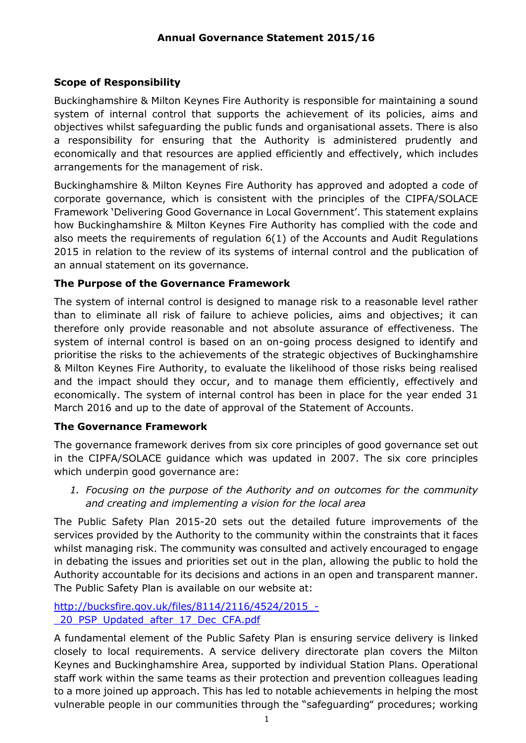# Annual Governance Statement 2015/16

## Scope of Responsibility

Buckinghamshire & Milton Keynes Fire Authority is responsible for maintaining a sound system of internal control that supports the achievement of its policies, aims and objectives whilst safeguarding the public funds and organisational assets. There is also a responsibility for ensuring that the Authority is administered prudently and economically and that resources are applied efficiently and effectively, which includes arrangements for the management of risk.

Buckinghamshire & Milton Keynes Fire Authority has approved and adopted a code of corporate governance, which is consistent with the principles of the CIPFA/SOLACE Framework 'Delivering Good Governance in Local Government'. This statement explains how Buckinghamshire & Milton Keynes Fire Authority has complied with the code and also meets the requirements of regulation 6(1) of the Accounts and Audit Regulations 2015 in relation to the review of its systems of internal control and the publication of an annual statement on its governance.

## The Purpose of the Governance Framework

The system of internal control is designed to manage risk to a reasonable level rather than to eliminate all risk of failure to achieve policies, aims and objectives; it can therefore only provide reasonable and not absolute assurance of effectiveness. The system of internal control is based on an on-going process designed to identify and prioritise the risks to the achievements of the strategic objectives of Buckinghamshire & Milton Keynes Fire Authority, to evaluate the likelihood of those risks being realised and the impact should they occur, and to manage them efficiently, effectively and economically. The system of internal control has been in place for the year ended 31 March 2016 and up to the date of approval of the Statement of Accounts.

## The Governance Framework

The governance framework derives from six core principles of good governance set out in the CIPFA/SOLACE guidance which was updated in 2007. The six core principles which underpin good governance are:

1. *Focusing on the purpose of the Authority and on outcomes for the community and creating and implementing a vision for the local area*

The Public Safety Plan 2015-20 sets out the detailed future improvements of the services provided by the Authority to the community within the constraints that it faces whilst managing risk. The community was consulted and actively encouraged to engage in debating the issues and priorities set out in the plan, allowing the public to hold the Authority accountable for its decisions and actions in an open and transparent manner. The Public Safety Plan is available on our website at:

http://bucksfire.gov.uk/files/8114/2116/4524/2015_-_20_PSP_Updated_after_17_Dec_CFA.pdf

A fundamental element of the Public Safety Plan is ensuring service delivery is linked closely to local requirements. A service delivery directorate plan covers the Milton Keynes and Buckinghamshire Area, supported by individual Station Plans. Operational staff work within the same teams as their protection and prevention colleagues leading to a more joined up approach. This has led to notable achievements in helping the most vulnerable people in our communities through the "safeguarding" procedures; working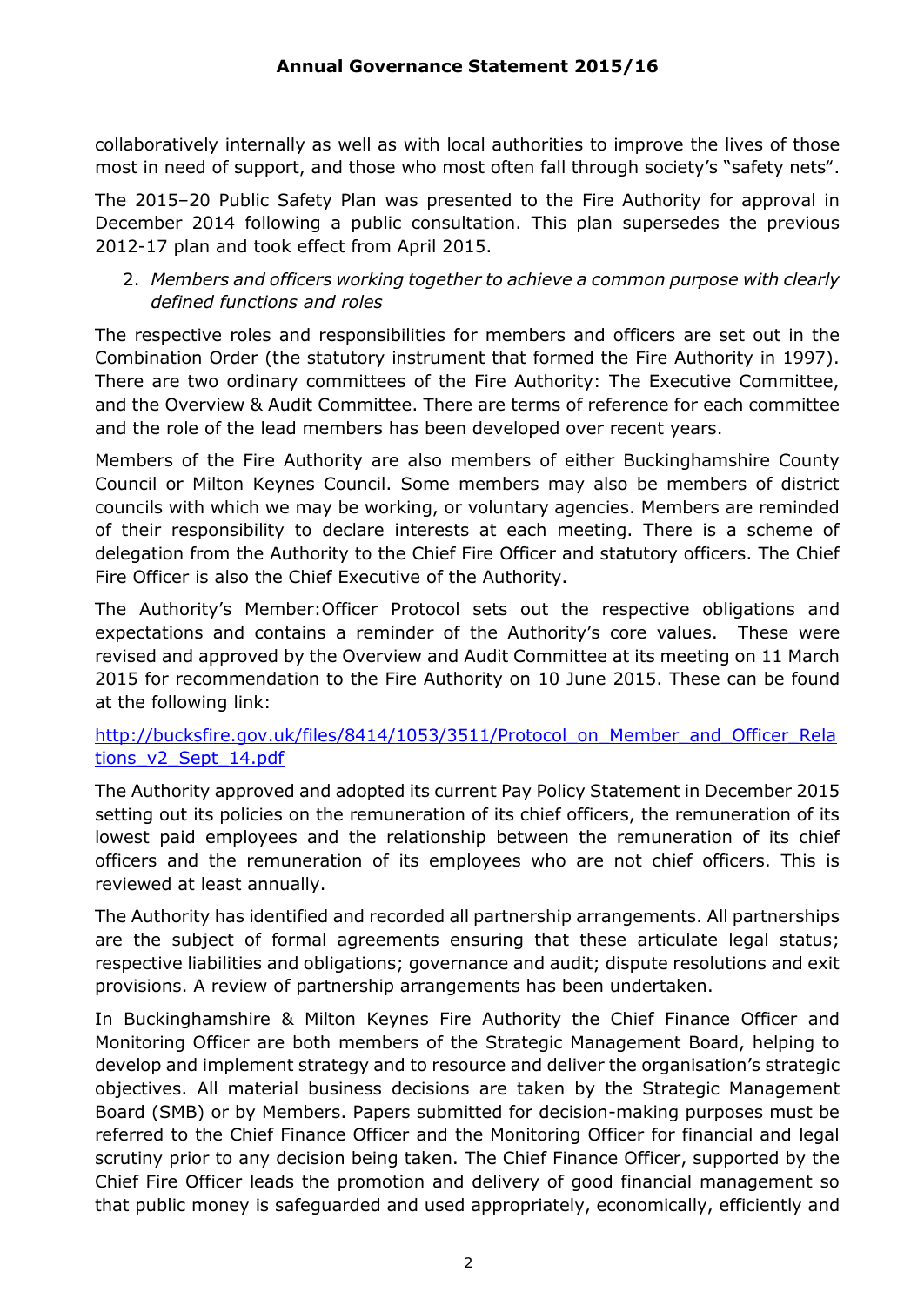collaboratively internally as well as with local authorities to improve the lives of those most in need of support, and those who most often fall through society's "safety nets".

The 2015–20 Public Safety Plan was presented to the Fire Authority for approval in December 2014 following a public consultation. This plan supersedes the previous 2012-17 plan and took effect from April 2015.

2. *Members and officers working together to achieve a common purpose with clearly defined functions and roles*

The respective roles and responsibilities for members and officers are set out in the Combination Order (the statutory instrument that formed the Fire Authority in 1997). There are two ordinary committees of the Fire Authority: The Executive Committee, and the Overview & Audit Committee. There are terms of reference for each committee and the role of the lead members has been developed over recent years.

Members of the Fire Authority are also members of either Buckinghamshire County Council or Milton Keynes Council. Some members may also be members of district councils with which we may be working, or voluntary agencies. Members are reminded of their responsibility to declare interests at each meeting. There is a scheme of delegation from the Authority to the Chief Fire Officer and statutory officers. The Chief Fire Officer is also the Chief Executive of the Authority.

The Authority's Member:Officer Protocol sets out the respective obligations and expectations and contains a reminder of the Authority's core values. These were revised and approved by the Overview and Audit Committee at its meeting on 11 March 2015 for recommendation to the Fire Authority on 10 June 2015. These can be found at the following link:

[http://bucksfire.gov.uk/files/8414/1053/3511/Protocol_on_Member_and_Officer_Relations_v2_Sept_14.pdf](http://bucksfire.gov.uk/files/8414/1053/3511/Protocol_on_Member_and_Officer_Relations_v2_Sept_14.pdf)

The Authority approved and adopted its current Pay Policy Statement in December 2015 setting out its policies on the remuneration of its chief officers, the remuneration of its lowest paid employees and the relationship between the remuneration of its chief officers and the remuneration of its employees who are not chief officers. This is reviewed at least annually.

The Authority has identified and recorded all partnership arrangements. All partnerships are the subject of formal agreements ensuring that these articulate legal status; respective liabilities and obligations; governance and audit; dispute resolutions and exit provisions. A review of partnership arrangements has been undertaken.

In Buckinghamshire & Milton Keynes Fire Authority the Chief Finance Officer and Monitoring Officer are both members of the Strategic Management Board, helping to develop and implement strategy and to resource and deliver the organisation's strategic objectives. All material business decisions are taken by the Strategic Management Board (SMB) or by Members. Papers submitted for decision-making purposes must be referred to the Chief Finance Officer and the Monitoring Officer for financial and legal scrutiny prior to any decision being taken. The Chief Finance Officer, supported by the Chief Fire Officer leads the promotion and delivery of good financial management so that public money is safeguarded and used appropriately, economically, efficiently and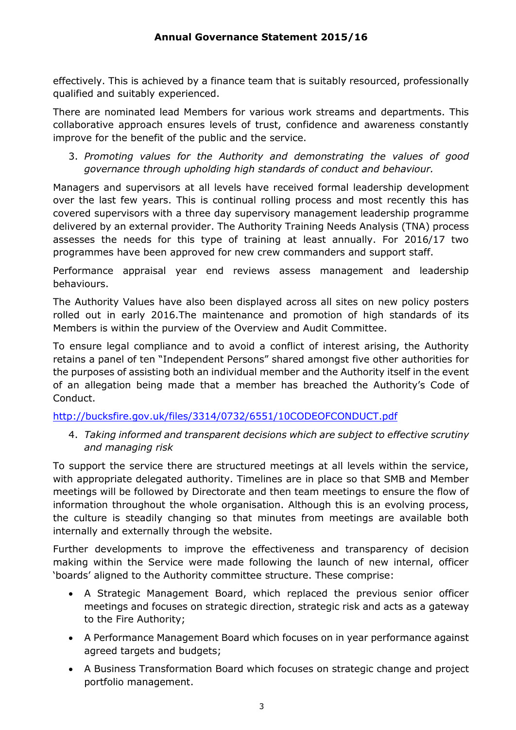effectively. This is achieved by a finance team that is suitably resourced, professionally qualified and suitably experienced.

There are nominated lead Members for various work streams and departments. This collaborative approach ensures levels of trust, confidence and awareness constantly improve for the benefit of the public and the service.

3. *Promoting values for the Authority and demonstrating the values of good governance through upholding high standards of conduct and behaviour.*

Managers and supervisors at all levels have received formal leadership development over the last few years. This is continual rolling process and most recently this has covered supervisors with a three day supervisory management leadership programme delivered by an external provider. The Authority Training Needs Analysis (TNA) process assesses the needs for this type of training at least annually. For 2016/17 two programmes have been approved for new crew commanders and support staff.

Performance appraisal year end reviews assess management and leadership behaviours.

The Authority Values have also been displayed across all sites on new policy posters rolled out in early 2016.The maintenance and promotion of high standards of its Members is within the purview of the Overview and Audit Committee.

To ensure legal compliance and to avoid a conflict of interest arising, the Authority retains a panel of ten "Independent Persons" shared amongst five other authorities for the purposes of assisting both an individual member and the Authority itself in the event of an allegation being made that a member has breached the Authority's Code of Conduct.

http://bucksfire.gov.uk/files/3314/0732/6551/10CODEOFCONDUCT.pdf

4. *Taking informed and transparent decisions which are subject to effective scrutiny and managing risk*

To support the service there are structured meetings at all levels within the service, with appropriate delegated authority. Timelines are in place so that SMB and Member meetings will be followed by Directorate and then team meetings to ensure the flow of information throughout the whole organisation. Although this is an evolving process, the culture is steadily changing so that minutes from meetings are available both internally and externally through the website.

Further developments to improve the effectiveness and transparency of decision making within the Service were made following the launch of new internal, officer 'boards' aligned to the Authority committee structure. These comprise:

- A Strategic Management Board, which replaced the previous senior officer meetings and focuses on strategic direction, strategic risk and acts as a gateway to the Fire Authority;
- A Performance Management Board which focuses on in year performance against agreed targets and budgets;
- A Business Transformation Board which focuses on strategic change and project portfolio management.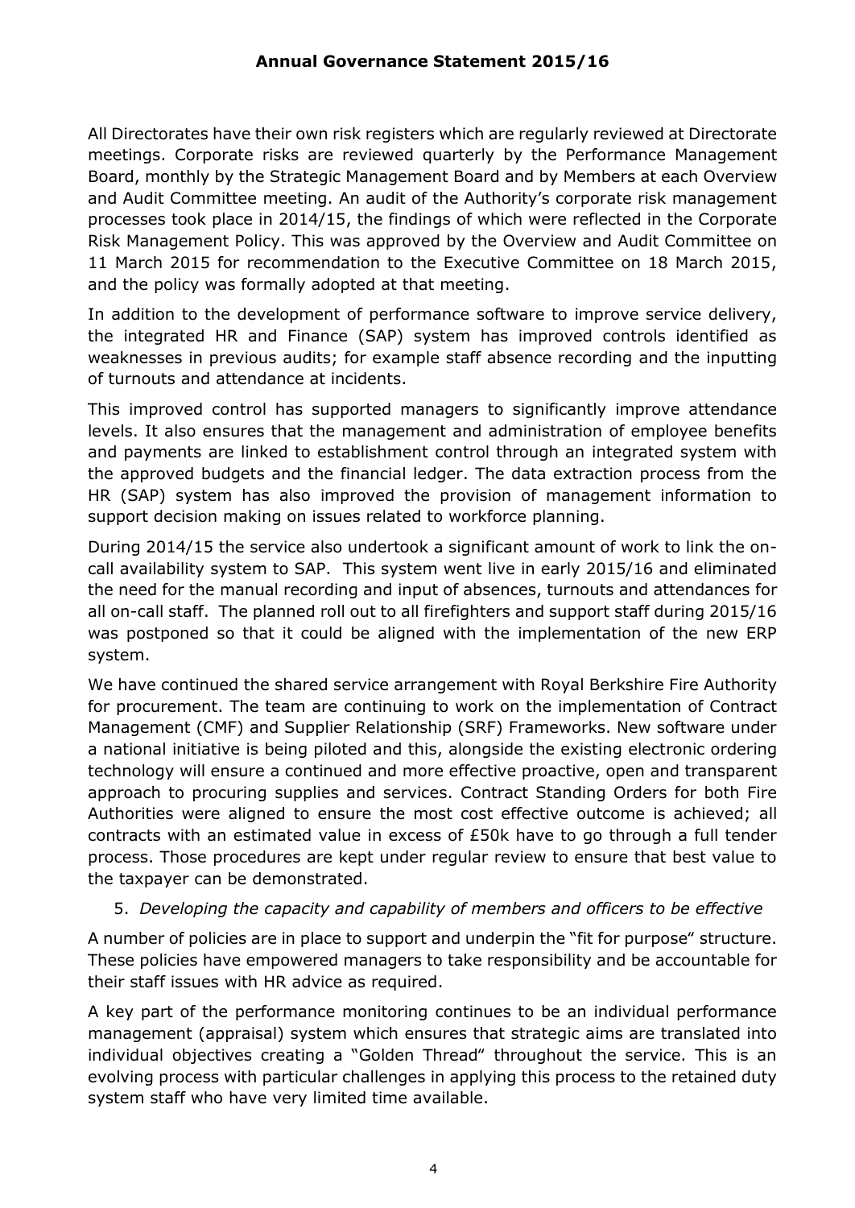All Directorates have their own risk registers which are regularly reviewed at Directorate meetings. Corporate risks are reviewed quarterly by the Performance Management Board, monthly by the Strategic Management Board and by Members at each Overview and Audit Committee meeting. An audit of the Authority's corporate risk management processes took place in 2014/15, the findings of which were reflected in the Corporate Risk Management Policy. This was approved by the Overview and Audit Committee on 11 March 2015 for recommendation to the Executive Committee on 18 March 2015, and the policy was formally adopted at that meeting.

In addition to the development of performance software to improve service delivery, the integrated HR and Finance (SAP) system has improved controls identified as weaknesses in previous audits; for example staff absence recording and the inputting of turnouts and attendance at incidents.

This improved control has supported managers to significantly improve attendance levels. It also ensures that the management and administration of employee benefits and payments are linked to establishment control through an integrated system with the approved budgets and the financial ledger. The data extraction process from the HR (SAP) system has also improved the provision of management information to support decision making on issues related to workforce planning.

During 2014/15 the service also undertook a significant amount of work to link the on-call availability system to SAP. This system went live in early 2015/16 and eliminated the need for the manual recording and input of absences, turnouts and attendances for all on-call staff. The planned roll out to all firefighters and support staff during 2015/16 was postponed so that it could be aligned with the implementation of the new ERP system.

We have continued the shared service arrangement with Royal Berkshire Fire Authority for procurement. The team are continuing to work on the implementation of Contract Management (CMF) and Supplier Relationship (SRF) Frameworks. New software under a national initiative is being piloted and this, alongside the existing electronic ordering technology will ensure a continued and more effective proactive, open and transparent approach to procuring supplies and services. Contract Standing Orders for both Fire Authorities were aligned to ensure the most cost effective outcome is achieved; all contracts with an estimated value in excess of £50k have to go through a full tender process. Those procedures are kept under regular review to ensure that best value to the taxpayer can be demonstrated.

5. *Developing the capacity and capability of members and officers to be effective*

A number of policies are in place to support and underpin the "fit for purpose" structure. These policies have empowered managers to take responsibility and be accountable for their staff issues with HR advice as required.

A key part of the performance monitoring continues to be an individual performance management (appraisal) system which ensures that strategic aims are translated into individual objectives creating a "Golden Thread" throughout the service. This is an evolving process with particular challenges in applying this process to the retained duty system staff who have very limited time available.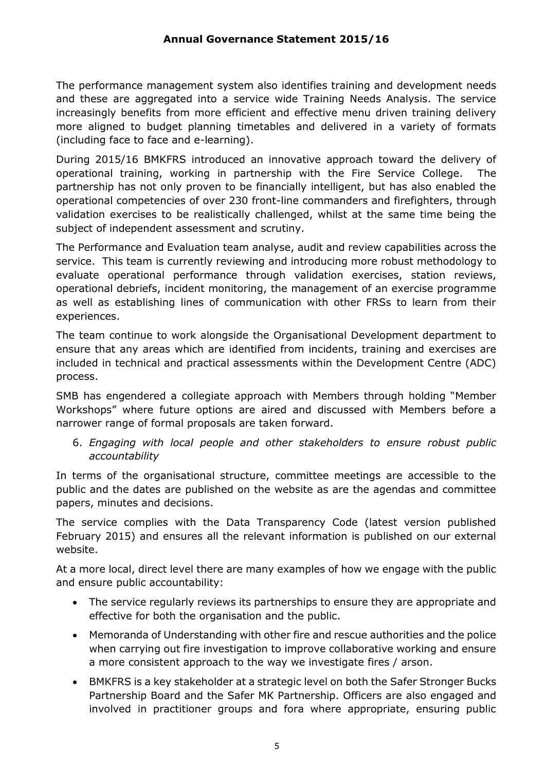The performance management system also identifies training and development needs and these are aggregated into a service wide Training Needs Analysis. The service increasingly benefits from more efficient and effective menu driven training delivery more aligned to budget planning timetables and delivered in a variety of formats (including face to face and e-learning).

During 2015/16 BMKFRS introduced an innovative approach toward the delivery of operational training, working in partnership with the Fire Service College. The partnership has not only proven to be financially intelligent, but has also enabled the operational competencies of over 230 front-line commanders and firefighters, through validation exercises to be realistically challenged, whilst at the same time being the subject of independent assessment and scrutiny.

The Performance and Evaluation team analyse, audit and review capabilities across the service. This team is currently reviewing and introducing more robust methodology to evaluate operational performance through validation exercises, station reviews, operational debriefs, incident monitoring, the management of an exercise programme as well as establishing lines of communication with other FRSs to learn from their experiences.

The team continue to work alongside the Organisational Development department to ensure that any areas which are identified from incidents, training and exercises are included in technical and practical assessments within the Development Centre (ADC) process.

SMB has engendered a collegiate approach with Members through holding "Member Workshops" where future options are aired and discussed with Members before a narrower range of formal proposals are taken forward.

6. *Engaging with local people and other stakeholders to ensure robust public accountability*

In terms of the organisational structure, committee meetings are accessible to the public and the dates are published on the website as are the agendas and committee papers, minutes and decisions.

The service complies with the Data Transparency Code (latest version published February 2015) and ensures all the relevant information is published on our external website.

At a more local, direct level there are many examples of how we engage with the public and ensure public accountability:

- The service regularly reviews its partnerships to ensure they are appropriate and effective for both the organisation and the public.
- Memoranda of Understanding with other fire and rescue authorities and the police when carrying out fire investigation to improve collaborative working and ensure a more consistent approach to the way we investigate fires / arson.
- BMKFRS is a key stakeholder at a strategic level on both the Safer Stronger Bucks Partnership Board and the Safer MK Partnership. Officers are also engaged and involved in practitioner groups and fora where appropriate, ensuring public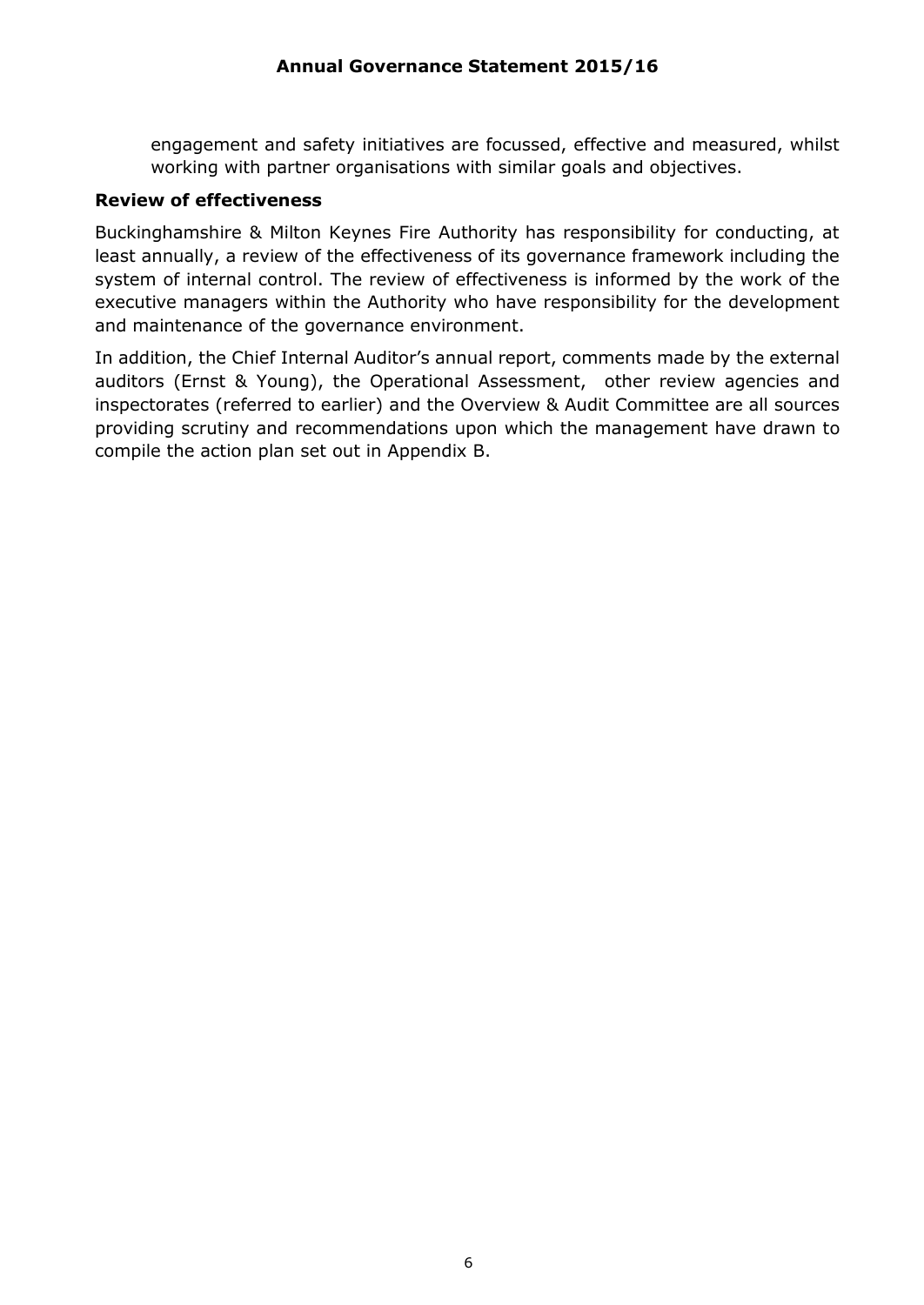engagement and safety initiatives are focussed, effective and measured, whilst working with partner organisations with similar goals and objectives.

**Review of effectiveness**

Buckinghamshire & Milton Keynes Fire Authority has responsibility for conducting, at least annually, a review of the effectiveness of its governance framework including the system of internal control. The review of effectiveness is informed by the work of the executive managers within the Authority who have responsibility for the development and maintenance of the governance environment.

In addition, the Chief Internal Auditor's annual report, comments made by the external auditors (Ernst & Young), the Operational Assessment, other review agencies and inspectorates (referred to earlier) and the Overview & Audit Committee are all sources providing scrutiny and recommendations upon which the management have drawn to compile the action plan set out in Appendix B.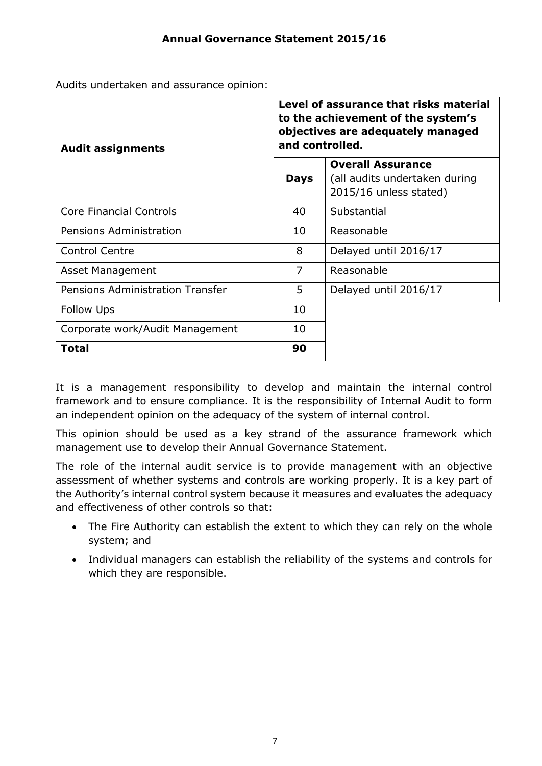Audits undertaken and assurance opinion:

| Audit assignments | Level of assurance that risks material to the achievement of the system's objectives are adequately managed and controlled. | |
|---|---|---|
| | **Days** | **Overall Assurance** (all audits undertaken during 2015/16 unless stated) |
| Core Financial Controls | 40 | Substantial |
| Pensions Administration | 10 | Reasonable |
| Control Centre | 8 | Delayed until 2016/17 |
| Asset Management | 7 | Reasonable |
| Pensions Administration Transfer | 5 | Delayed until 2016/17 |
| Follow Ups | 10 | |
| Corporate work/Audit Management | 10 | |
| **Total** | **90** | |

It is a management responsibility to develop and maintain the internal control framework and to ensure compliance. It is the responsibility of Internal Audit to form an independent opinion on the adequacy of the system of internal control.

This opinion should be used as a key strand of the assurance framework which management use to develop their Annual Governance Statement.

The role of the internal audit service is to provide management with an objective assessment of whether systems and controls are working properly. It is a key part of the Authority's internal control system because it measures and evaluates the adequacy and effectiveness of other controls so that:

- The Fire Authority can establish the extent to which they can rely on the whole system; and
- Individual managers can establish the reliability of the systems and controls for which they are responsible.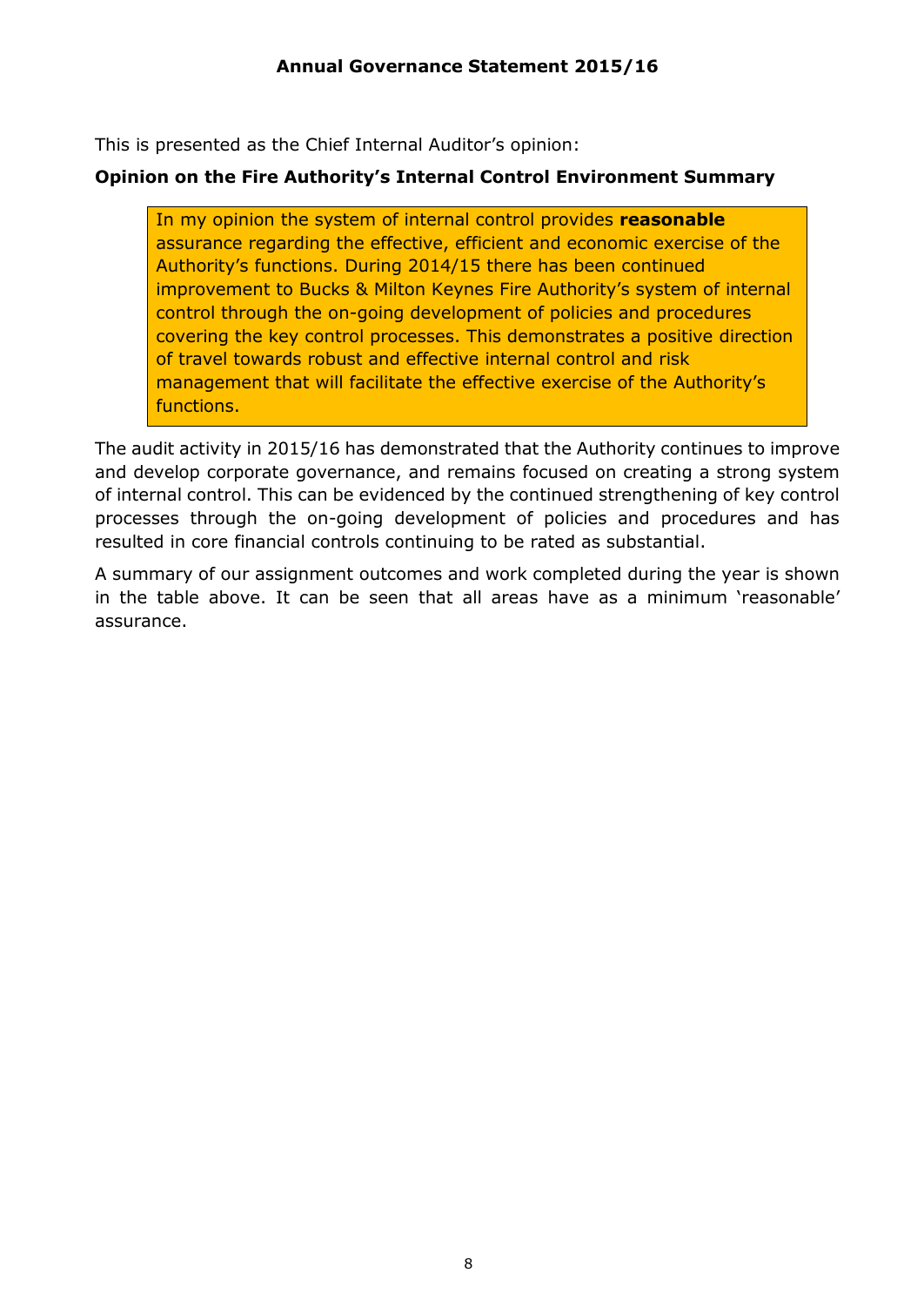This is presented as the Chief Internal Auditor's opinion:

**Opinion on the Fire Authority's Internal Control Environment Summary**

> In my opinion the system of internal control provides **reasonable** assurance regarding the effective, efficient and economic exercise of the Authority's functions. During 2014/15 there has been continued improvement to Bucks & Milton Keynes Fire Authority's system of internal control through the on-going development of policies and procedures covering the key control processes. This demonstrates a positive direction of travel towards robust and effective internal control and risk management that will facilitate the effective exercise of the Authority's functions.

The audit activity in 2015/16 has demonstrated that the Authority continues to improve and develop corporate governance, and remains focused on creating a strong system of internal control. This can be evidenced by the continued strengthening of key control processes through the on-going development of policies and procedures and has resulted in core financial controls continuing to be rated as substantial.

A summary of our assignment outcomes and work completed during the year is shown in the table above. It can be seen that all areas have as a minimum 'reasonable' assurance.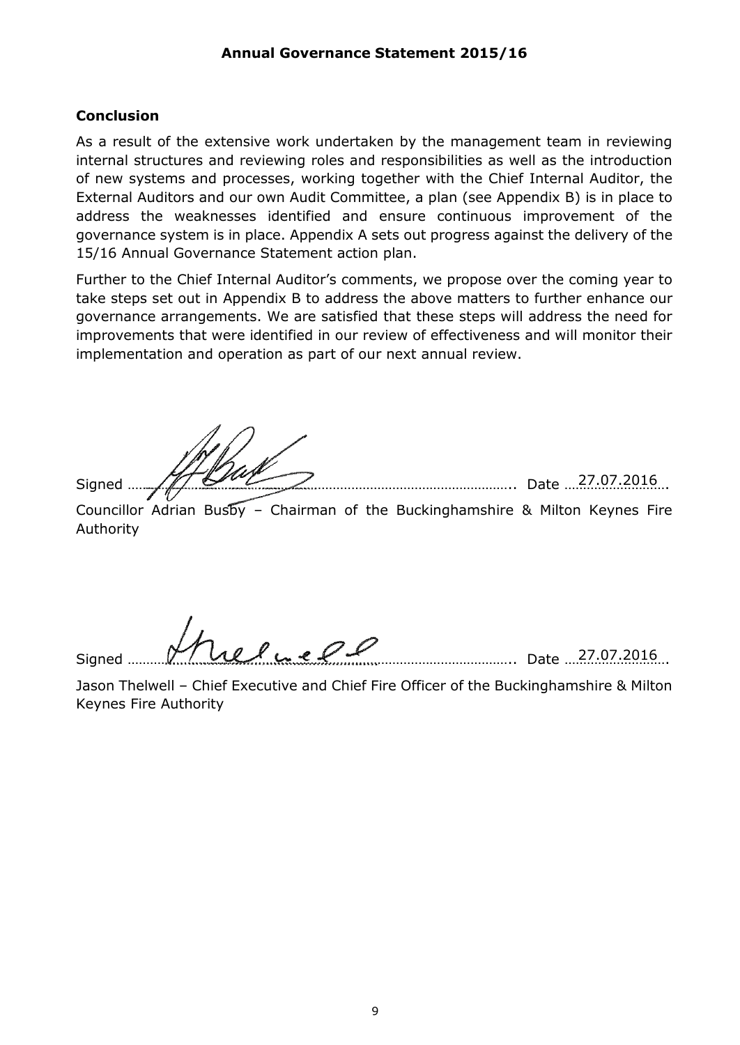**Annual Governance Statement 2015/16**

## Conclusion

As a result of the extensive work undertaken by the management team in reviewing internal structures and reviewing roles and responsibilities as well as the introduction of new systems and processes, working together with the Chief Internal Auditor, the External Auditors and our own Audit Committee, a plan (see Appendix B) is in place to address the weaknesses identified and ensure continuous improvement of the governance system is in place. Appendix A sets out progress against the delivery of the 15/16 Annual Governance Statement action plan.

Further to the Chief Internal Auditor's comments, we propose over the coming year to take steps set out in Appendix B to address the above matters to further enhance our governance arrangements. We are satisfied that these steps will address the need for improvements that were identified in our review of effectiveness and will monitor their implementation and operation as part of our next annual review.

Signed ………………………………………………………………………….. Date 27.07.2016

Councillor Adrian Busby – Chairman of the Buckinghamshire & Milton Keynes Fire Authority

Signed ………………………………………………………………………….. Date 27.07.2016

Jason Thelwell – Chief Executive and Chief Fire Officer of the Buckinghamshire & Milton Keynes Fire Authority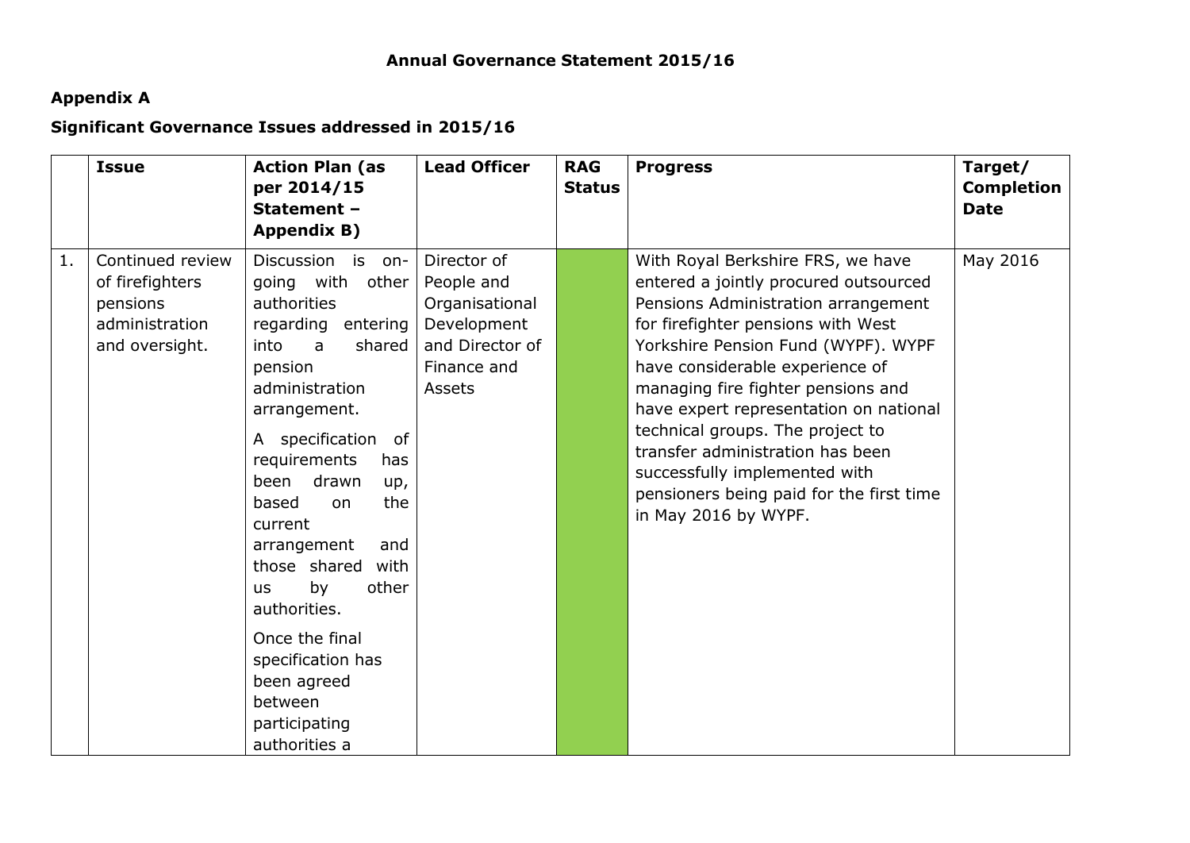**Annual Governance Statement 2015/16**

**Appendix A**

**Significant Governance Issues addressed in 2015/16**

| | Issue | Action Plan (as per 2014/15 Statement – Appendix B) | Lead Officer | RAG Status | Progress | Target/ Completion Date |
|---|---|---|---|---|---|---|
| 1. | Continued review of firefighters pensions administration and oversight. | Discussion is on-going with other authorities regarding entering into a shared pension administration arrangement.<br><br>A specification of requirements has been drawn up, based on the current arrangement and those shared with us by other authorities.<br><br>Once the final specification has been agreed between participating authorities a | Director of People and Organisational Development and Director of Finance and Assets | | With Royal Berkshire FRS, we have entered a jointly procured outsourced Pensions Administration arrangement for firefighter pensions with West Yorkshire Pension Fund (WYPF). WYPF have considerable experience of managing fire fighter pensions and have expert representation on national technical groups. The project to transfer administration has been successfully implemented with pensioners being paid for the first time in May 2016 by WYPF. | May 2016 |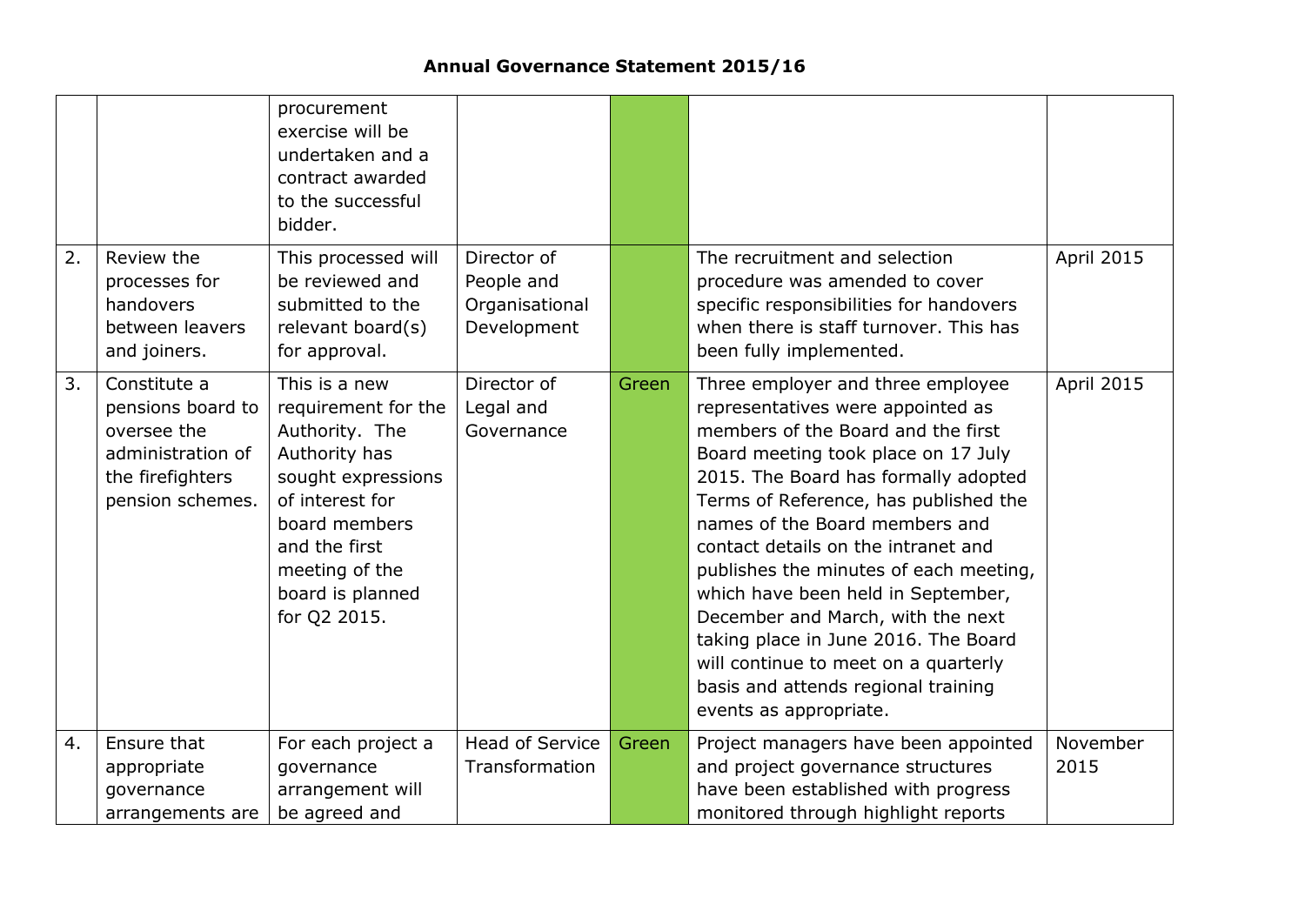## Annual Governance Statement 2015/16

| | | | | | | |
|---|---|---|---|---|---|---|
| | | procurement exercise will be undertaken and a contract awarded to the successful bidder. | | | | |
| 2. | Review the processes for handovers between leavers and joiners. | This processed will be reviewed and submitted to the relevant board(s) for approval. | Director of People and Organisational Development | | The recruitment and selection procedure was amended to cover specific responsibilities for handovers when there is staff turnover. This has been fully implemented. | April 2015 |
| 3. | Constitute a pensions board to oversee the administration of the firefighters pension schemes. | This is a new requirement for the Authority. The Authority has sought expressions of interest for board members and the first meeting of the board is planned for Q2 2015. | Director of Legal and Governance | Green | Three employer and three employee representatives were appointed as members of the Board and the first Board meeting took place on 17 July 2015. The Board has formally adopted Terms of Reference, has published the names of the Board members and contact details on the intranet and publishes the minutes of each meeting, which have been held in September, December and March, with the next taking place in June 2016. The Board will continue to meet on a quarterly basis and attends regional training events as appropriate. | April 2015 |
| 4. | Ensure that appropriate governance arrangements are | For each project a governance arrangement will be agreed and | Head of Service Transformation | Green | Project managers have been appointed and project governance structures have been established with progress monitored through highlight reports | November 2015 |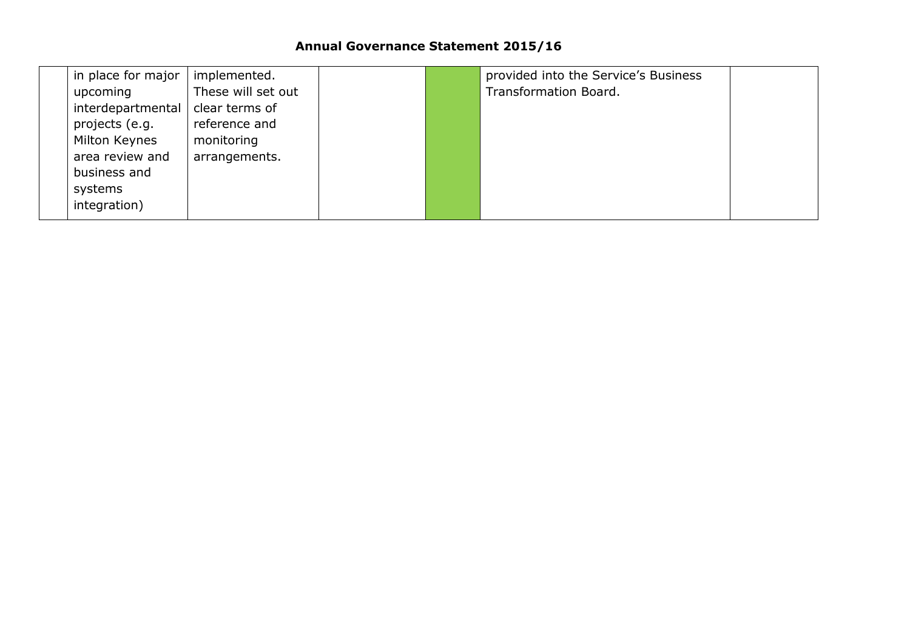# Annual Governance Statement 2015/16

| | | | | | | |
|---|---|---|---|---|---|---|
| | in place for major upcoming interdepartmental projects (e.g. Milton Keynes area review and business and systems integration) | implemented. These will set out clear terms of reference and monitoring arrangements. | | | provided into the Service's Business Transformation Board. | |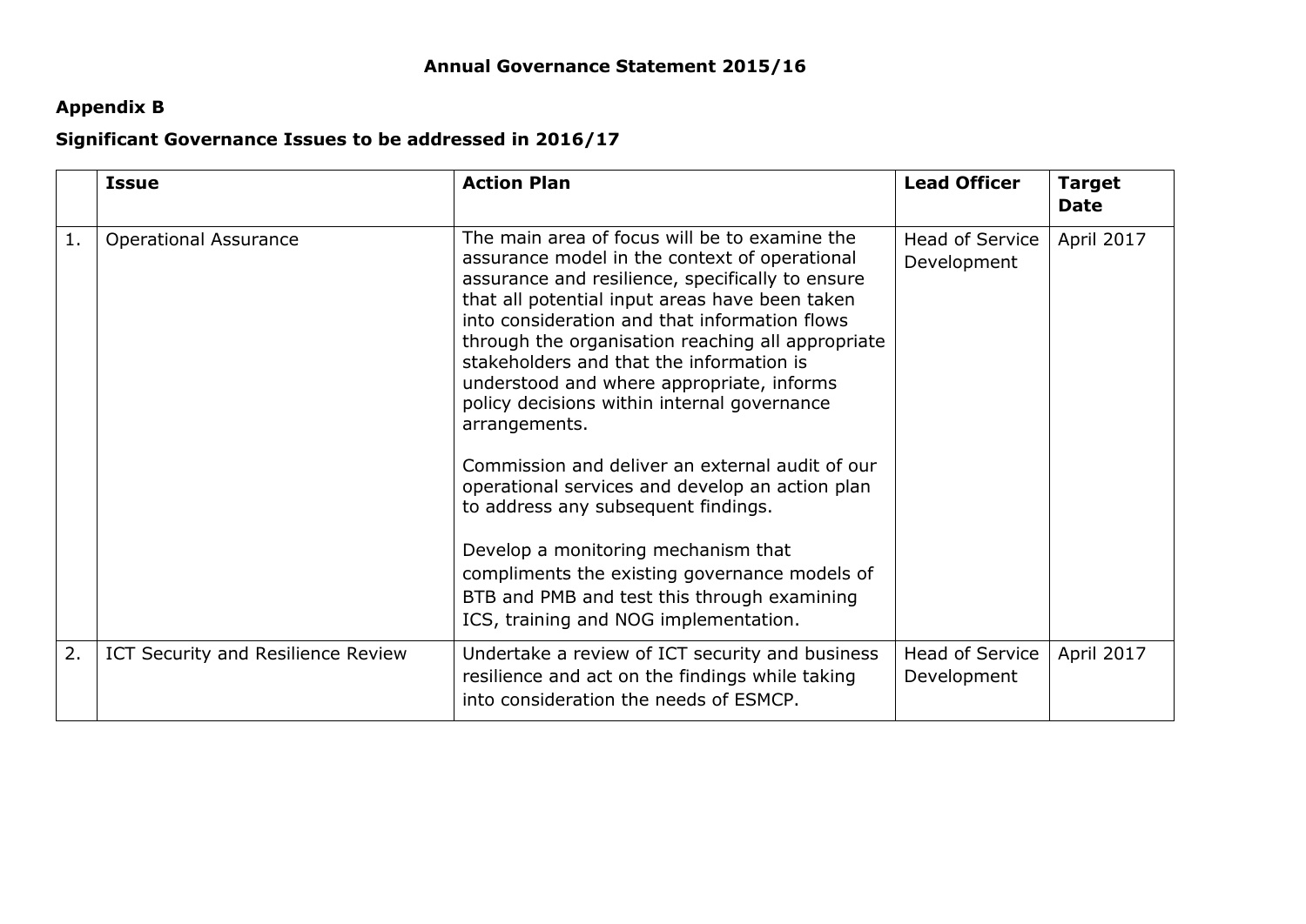# Annual Governance Statement 2015/16

## Appendix B

## Significant Governance Issues to be addressed in 2016/17

| | Issue | Action Plan | Lead Officer | Target Date |
|---|---|---|---|---|
| 1. | Operational Assurance | The main area of focus will be to examine the assurance model in the context of operational assurance and resilience, specifically to ensure that all potential input areas have been taken into consideration and that information flows through the organisation reaching all appropriate stakeholders and that the information is understood and where appropriate, informs policy decisions within internal governance arrangements.<br><br>Commission and deliver an external audit of our operational services and develop an action plan to address any subsequent findings.<br><br>Develop a monitoring mechanism that compliments the existing governance models of BTB and PMB and test this through examining ICS, training and NOG implementation. | Head of Service Development | April 2017 |
| 2. | ICT Security and Resilience Review | Undertake a review of ICT security and business resilience and act on the findings while taking into consideration the needs of ESMCP. | Head of Service Development | April 2017 |